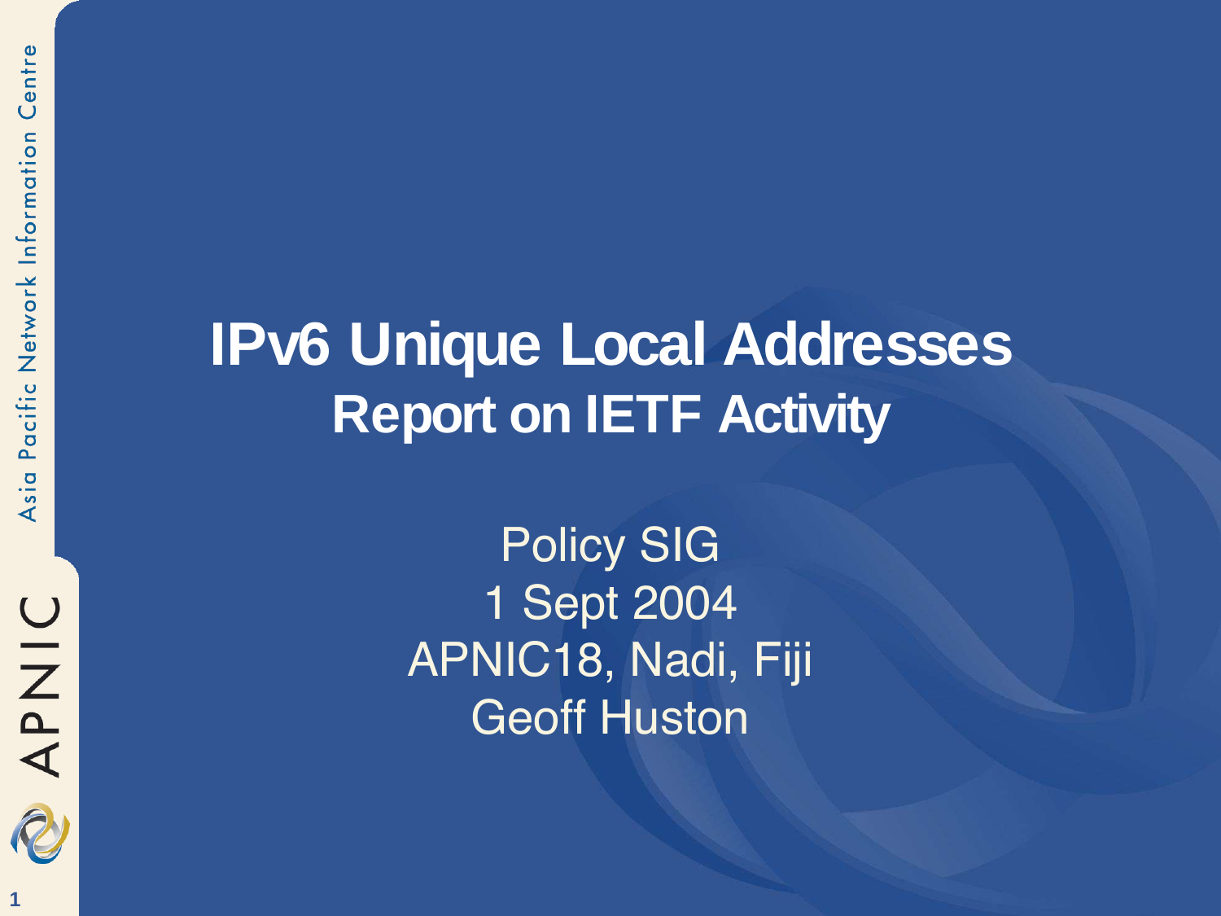# IPv6 Unique Local Addresses

## Report on IETF Activity

Policy SIG
1 Sept 2004
APNIC18, Nadi, Fiji
Geoff Huston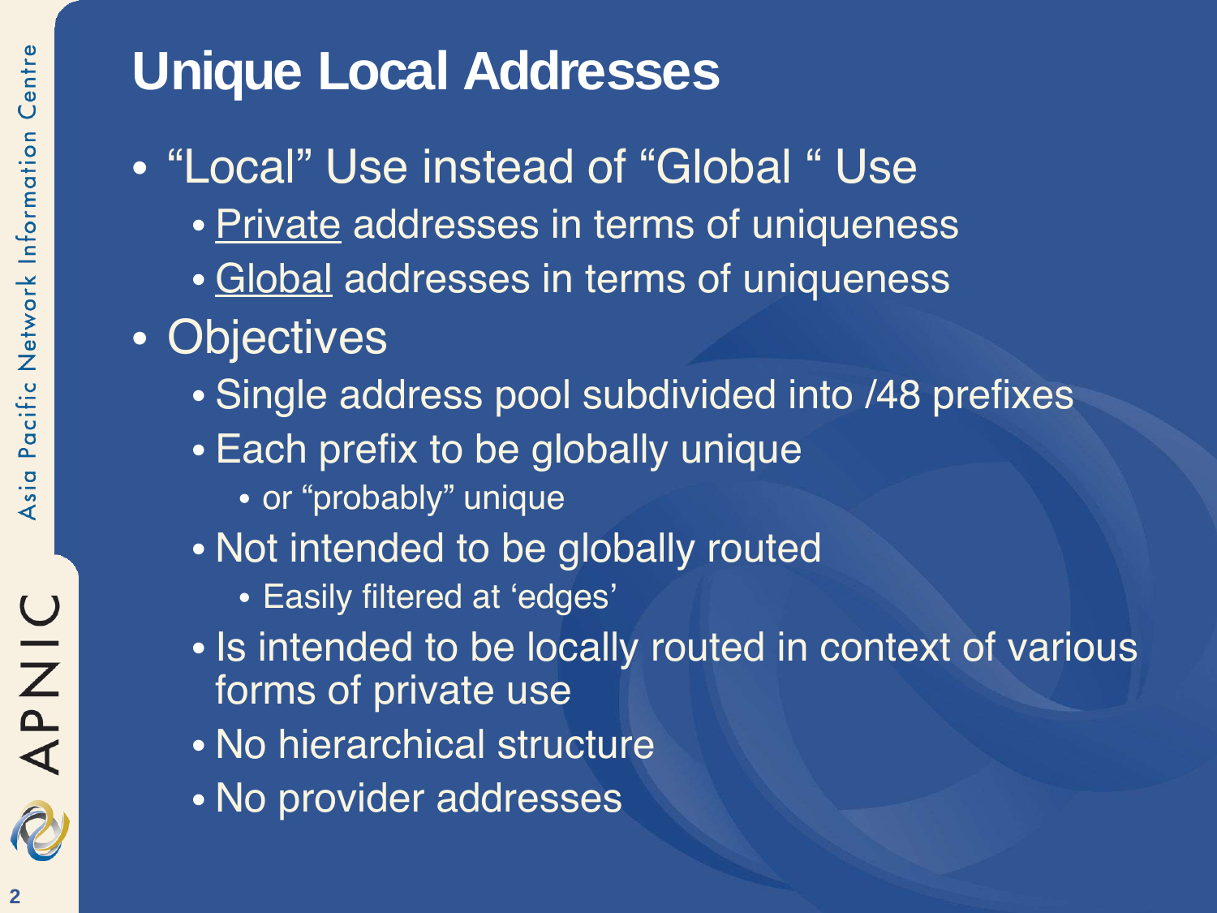# Unique Local Addresses

- "Local" Use instead of "Global " Use
  - <u>Private</u> addresses in terms of uniqueness
  - <u>Global</u> addresses in terms of uniqueness
- Objectives
  - Single address pool subdivided into /48 prefixes
  - Each prefix to be globally unique
    - or "probably" unique
  - Not intended to be globally routed
    - Easily filtered at 'edges'
  - Is intended to be locally routed in context of various forms of private use
  - No hierarchical structure
  - No provider addresses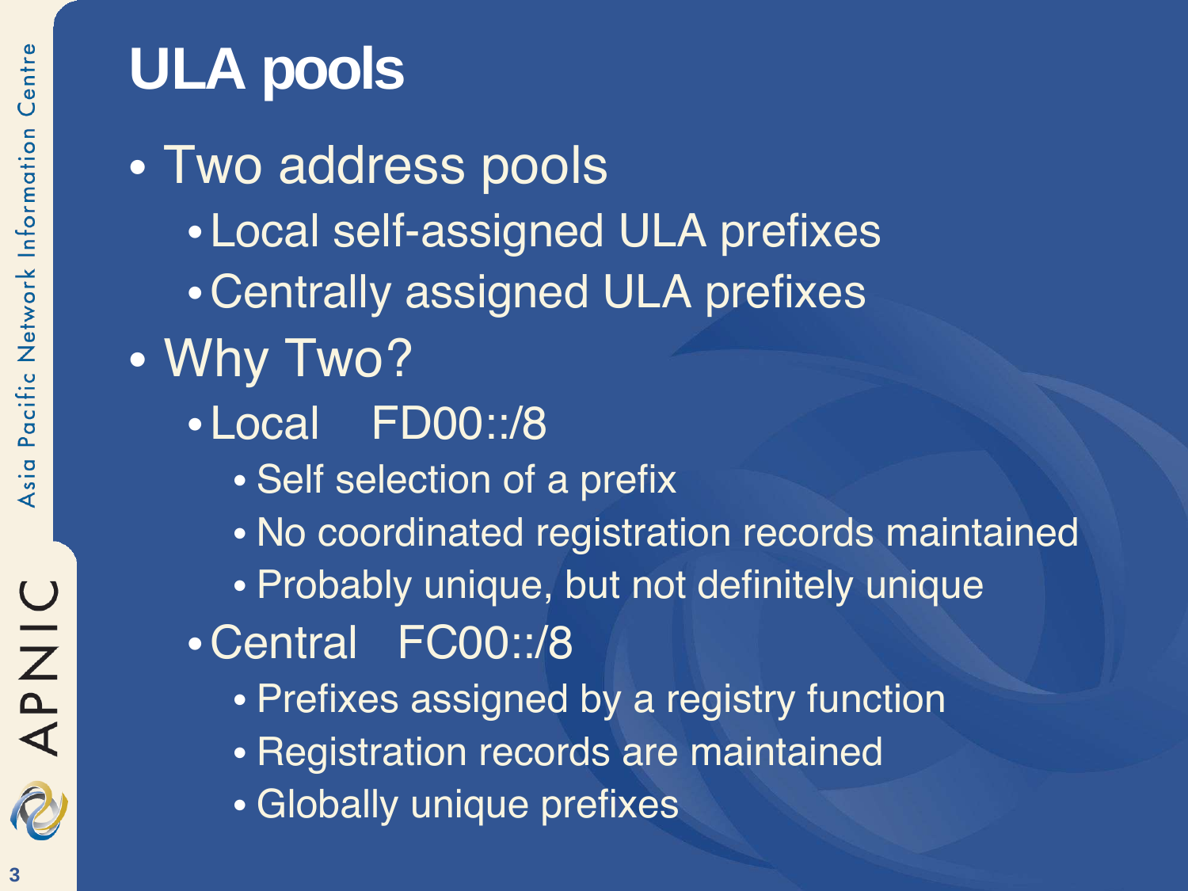# ULA pools

- Two address pools
  - Local self-assigned ULA prefixes
  - Centrally assigned ULA prefixes
- Why Two?
  - Local FD00::/8
    - Self selection of a prefix
    - No coordinated registration records maintained
    - Probably unique, but not definitely unique
  - Central FC00::/8
    - Prefixes assigned by a registry function
    - Registration records are maintained
    - Globally unique prefixes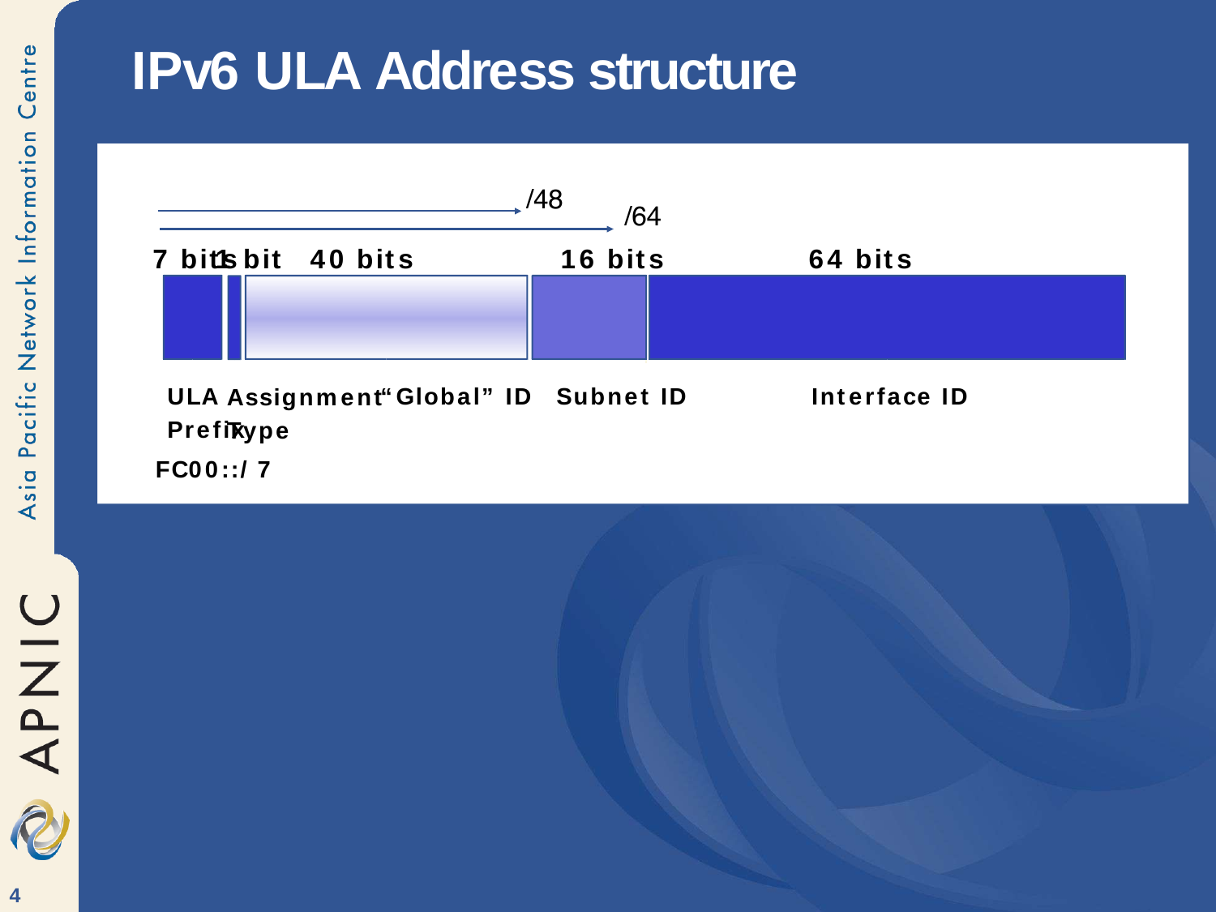# IPv6 ULA Address structure

| 7 bits | 1 bit | 40 bits | 16 bits | 64 bits |
|---|---|---|---|---|
| ULA Prefix | Assignment Type | "Global" ID | Subnet ID | Interface ID |

/48 (first 48 bits), /64 (first 64 bits)

FC00::/ 7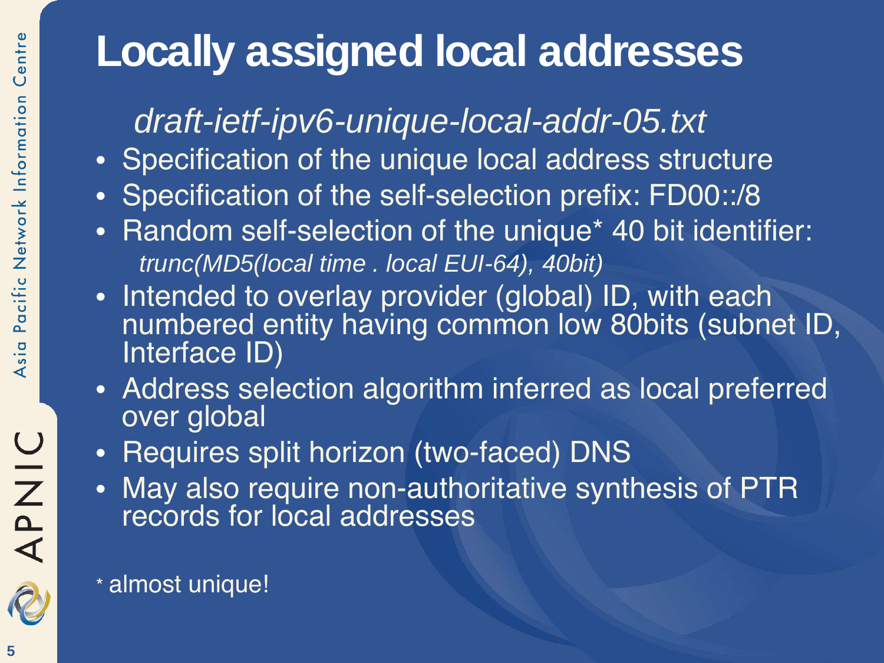# Locally assigned local addresses

*draft-ietf-ipv6-unique-local-addr-05.txt*

- Specification of the unique local address structure
- Specification of the self-selection prefix: FD00::/8
- Random self-selection of the unique* 40 bit identifier:
  *trunc(MD5(local time . local EUI-64), 40bit)*
- Intended to overlay provider (global) ID, with each numbered entity having common low 80bits (subnet ID, Interface ID)
- Address selection algorithm inferred as local preferred over global
- Requires split horizon (two-faced) DNS
- May also require non-authoritative synthesis of PTR records for local addresses

* almost unique!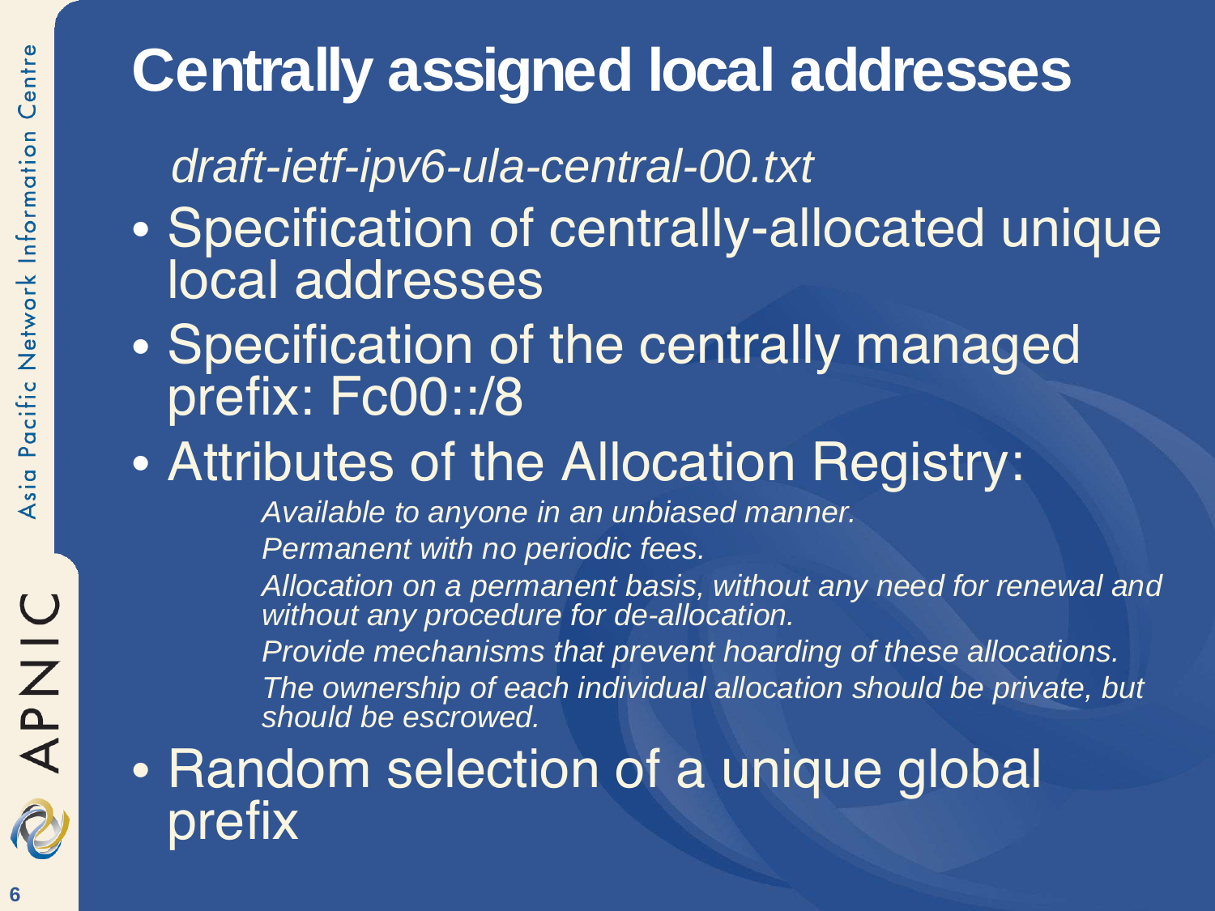# Centrally assigned local addresses

*draft-ietf-ipv6-ula-central-00.txt*

- Specification of centrally-allocated unique local addresses
- Specification of the centrally managed prefix: Fc00::/8
- Attributes of the Allocation Registry:
  - *Available to anyone in an unbiased manner.*
  - *Permanent with no periodic fees.*
  - *Allocation on a permanent basis, without any need for renewal and without any procedure for de-allocation.*
  - *Provide mechanisms that prevent hoarding of these allocations.*
  - *The ownership of each individual allocation should be private, but should be escrowed.*
- Random selection of a unique global prefix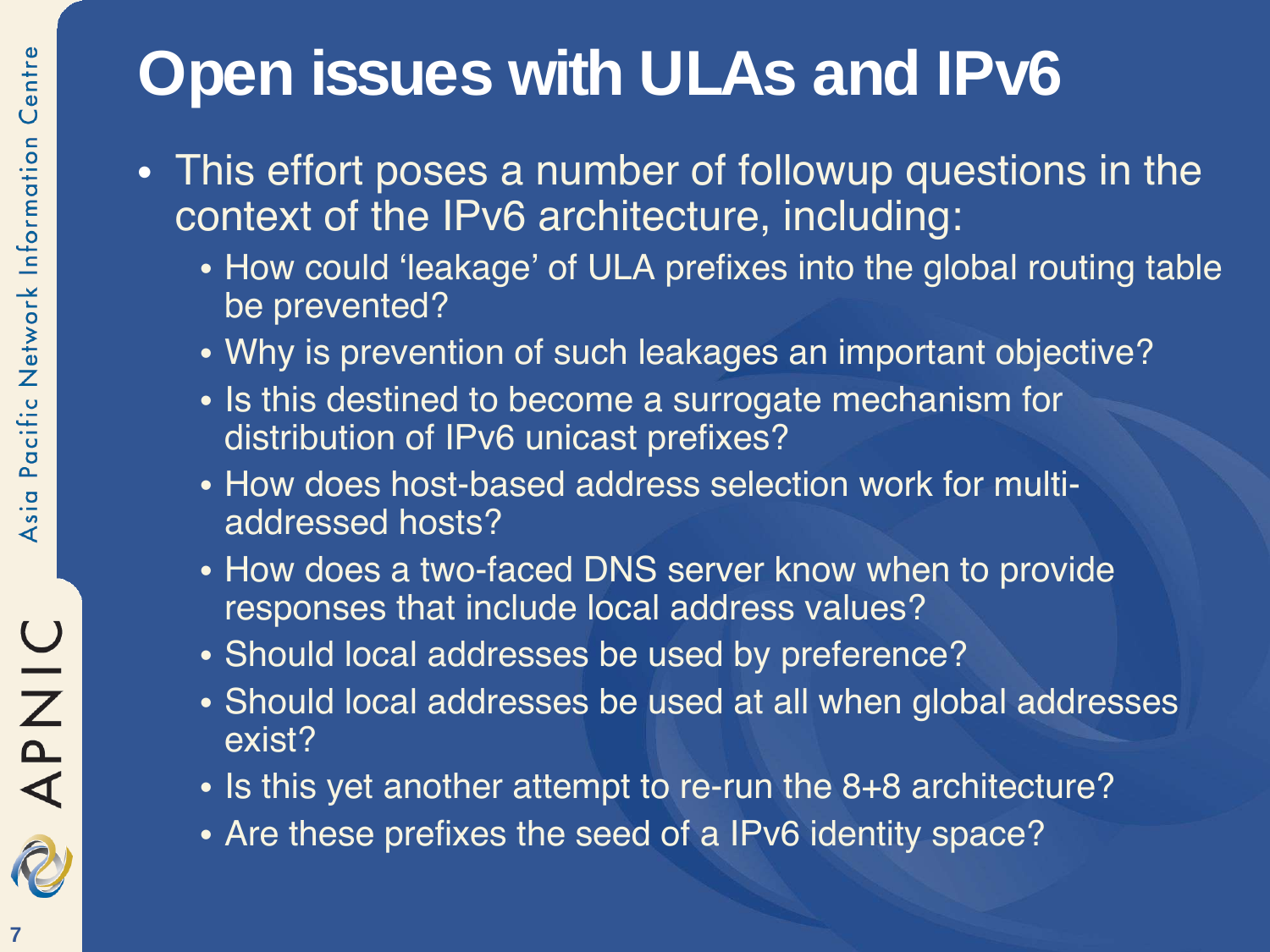# Open issues with ULAs and IPv6

- This effort poses a number of followup questions in the context of the IPv6 architecture, including:
  - How could ‘leakage’ of ULA prefixes into the global routing table be prevented?
  - Why is prevention of such leakages an important objective?
  - Is this destined to become a surrogate mechanism for distribution of IPv6 unicast prefixes?
  - How does host-based address selection work for multi-addressed hosts?
  - How does a two-faced DNS server know when to provide responses that include local address values?
  - Should local addresses be used by preference?
  - Should local addresses be used at all when global addresses exist?
  - Is this yet another attempt to re-run the 8+8 architecture?
  - Are these prefixes the seed of a IPv6 identity space?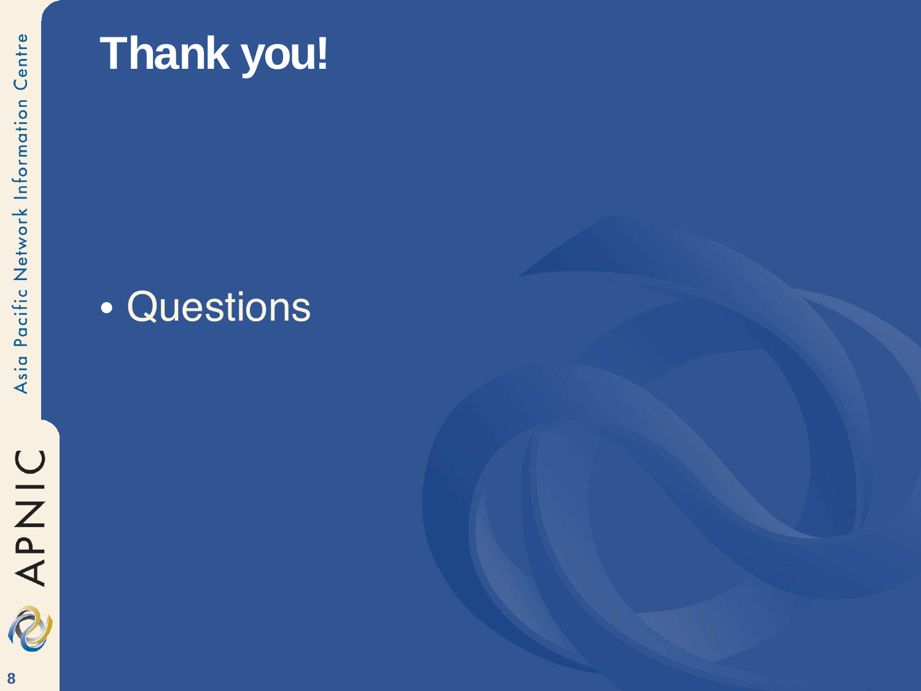# Thank you!

- Questions